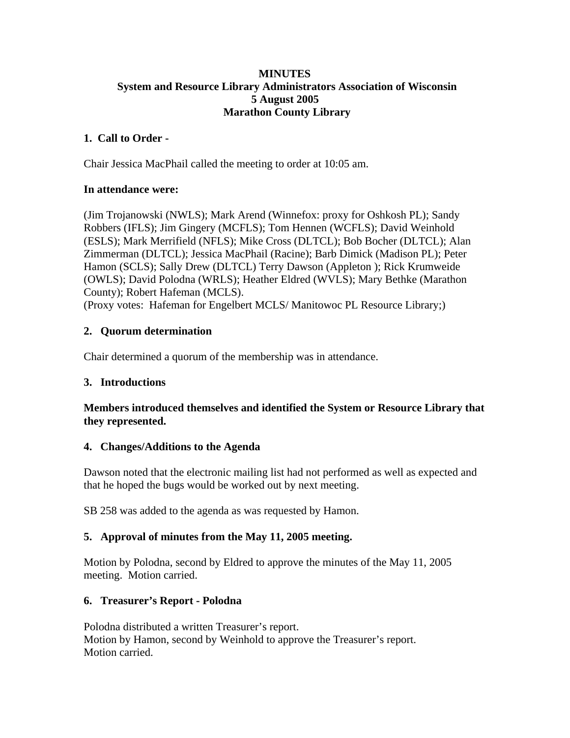**MINUTES**
**System and Resource Library Administrators Association of Wisconsin**
**5 August 2005**
**Marathon County Library**

**1. Call to Order -**

Chair Jessica MacPhail called the meeting to order at 10:05 am.

**In attendance were:**

(Jim Trojanowski (NWLS); Mark Arend (Winnefox: proxy for Oshkosh PL); Sandy Robbers (IFLS); Jim Gingery (MCFLS); Tom Hennen (WCFLS); David Weinhold (ESLS); Mark Merrifield (NFLS); Mike Cross (DLTCL); Bob Bocher (DLTCL); Alan Zimmerman (DLTCL); Jessica MacPhail (Racine); Barb Dimick (Madison PL); Peter Hamon (SCLS); Sally Drew (DLTCL) Terry Dawson (Appleton ); Rick Krumweide (OWLS); David Polodna (WRLS); Heather Eldred (WVLS); Mary Bethke (Marathon County); Robert Hafeman (MCLS).
(Proxy votes: Hafeman for Engelbert MCLS/ Manitowoc PL Resource Library;)

**2. Quorum determination**

Chair determined a quorum of the membership was in attendance.

**3. Introductions**

**Members introduced themselves and identified the System or Resource Library that they represented.**

**4. Changes/Additions to the Agenda**

Dawson noted that the electronic mailing list had not performed as well as expected and that he hoped the bugs would be worked out by next meeting.

SB 258 was added to the agenda as was requested by Hamon.

**5. Approval of minutes from the May 11, 2005 meeting.**

Motion by Polodna, second by Eldred to approve the minutes of the May 11, 2005 meeting. Motion carried.

**6. Treasurer's Report - Polodna**

Polodna distributed a written Treasurer's report.
Motion by Hamon, second by Weinhold to approve the Treasurer's report.
Motion carried.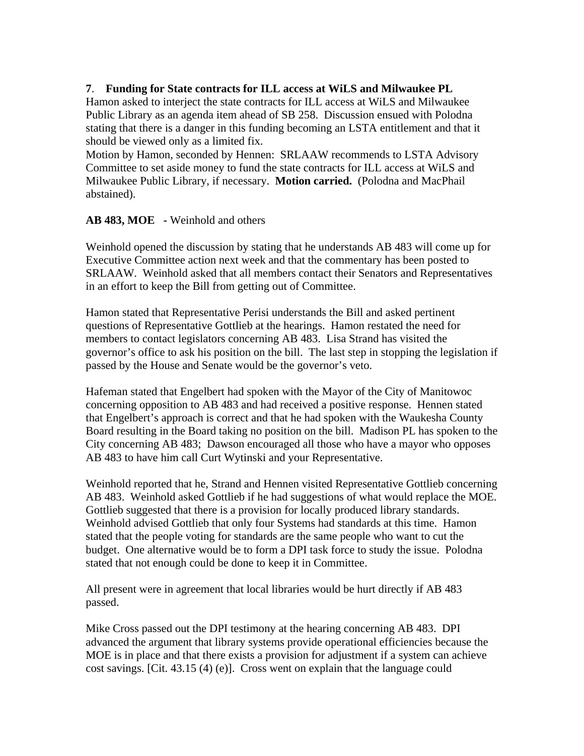**7**. **Funding for State contracts for ILL access at WiLS and Milwaukee PL**
Hamon asked to interject the state contracts for ILL access at WiLS and Milwaukee Public Library as an agenda item ahead of SB 258. Discussion ensued with Polodna stating that there is a danger in this funding becoming an LSTA entitlement and that it should be viewed only as a limited fix.
Motion by Hamon, seconded by Hennen: SRLAAW recommends to LSTA Advisory Committee to set aside money to fund the state contracts for ILL access at WiLS and Milwaukee Public Library, if necessary. **Motion carried.** (Polodna and MacPhail abstained).

**AB 483, MOE - ** Weinhold and others

Weinhold opened the discussion by stating that he understands AB 483 will come up for Executive Committee action next week and that the commentary has been posted to SRLAAW. Weinhold asked that all members contact their Senators and Representatives in an effort to keep the Bill from getting out of Committee.

Hamon stated that Representative Perisi understands the Bill and asked pertinent questions of Representative Gottlieb at the hearings. Hamon restated the need for members to contact legislators concerning AB 483. Lisa Strand has visited the governor's office to ask his position on the bill. The last step in stopping the legislation if passed by the House and Senate would be the governor's veto.

Hafeman stated that Engelbert had spoken with the Mayor of the City of Manitowoc concerning opposition to AB 483 and had received a positive response. Hennen stated that Engelbert's approach is correct and that he had spoken with the Waukesha County Board resulting in the Board taking no position on the bill. Madison PL has spoken to the City concerning AB 483; Dawson encouraged all those who have a mayor who opposes AB 483 to have him call Curt Wytinski and your Representative.

Weinhold reported that he, Strand and Hennen visited Representative Gottlieb concerning AB 483. Weinhold asked Gottlieb if he had suggestions of what would replace the MOE. Gottlieb suggested that there is a provision for locally produced library standards. Weinhold advised Gottlieb that only four Systems had standards at this time. Hamon stated that the people voting for standards are the same people who want to cut the budget. One alternative would be to form a DPI task force to study the issue. Polodna stated that not enough could be done to keep it in Committee.

All present were in agreement that local libraries would be hurt directly if AB 483 passed.

Mike Cross passed out the DPI testimony at the hearing concerning AB 483. DPI advanced the argument that library systems provide operational efficiencies because the MOE is in place and that there exists a provision for adjustment if a system can achieve cost savings. [Cit. 43.15 (4) (e)]. Cross went on explain that the language could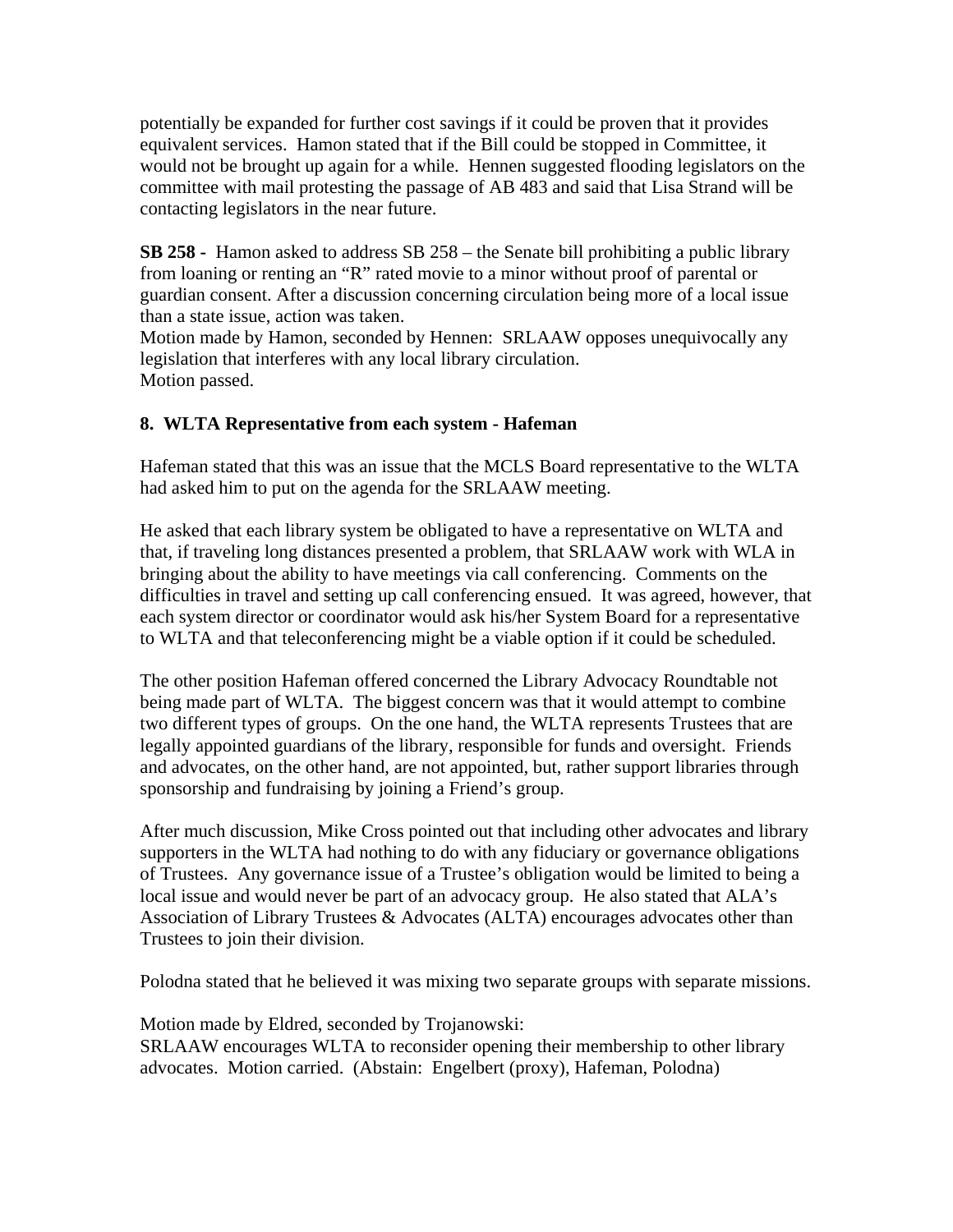potentially be expanded for further cost savings if it could be proven that it provides equivalent services. Hamon stated that if the Bill could be stopped in Committee, it would not be brought up again for a while. Hennen suggested flooding legislators on the committee with mail protesting the passage of AB 483 and said that Lisa Strand will be contacting legislators in the near future.

**SB 258 -** Hamon asked to address SB 258 – the Senate bill prohibiting a public library from loaning or renting an "R" rated movie to a minor without proof of parental or guardian consent. After a discussion concerning circulation being more of a local issue than a state issue, action was taken.
Motion made by Hamon, seconded by Hennen: SRLAAW opposes unequivocally any legislation that interferes with any local library circulation.
Motion passed.

**8. WLTA Representative from each system - Hafeman**

Hafeman stated that this was an issue that the MCLS Board representative to the WLTA had asked him to put on the agenda for the SRLAAW meeting.

He asked that each library system be obligated to have a representative on WLTA and that, if traveling long distances presented a problem, that SRLAAW work with WLA in bringing about the ability to have meetings via call conferencing. Comments on the difficulties in travel and setting up call conferencing ensued. It was agreed, however, that each system director or coordinator would ask his/her System Board for a representative to WLTA and that teleconferencing might be a viable option if it could be scheduled.

The other position Hafeman offered concerned the Library Advocacy Roundtable not being made part of WLTA. The biggest concern was that it would attempt to combine two different types of groups. On the one hand, the WLTA represents Trustees that are legally appointed guardians of the library, responsible for funds and oversight. Friends and advocates, on the other hand, are not appointed, but, rather support libraries through sponsorship and fundraising by joining a Friend's group.

After much discussion, Mike Cross pointed out that including other advocates and library supporters in the WLTA had nothing to do with any fiduciary or governance obligations of Trustees. Any governance issue of a Trustee's obligation would be limited to being a local issue and would never be part of an advocacy group. He also stated that ALA's Association of Library Trustees & Advocates (ALTA) encourages advocates other than Trustees to join their division.

Polodna stated that he believed it was mixing two separate groups with separate missions.

Motion made by Eldred, seconded by Trojanowski:
SRLAAW encourages WLTA to reconsider opening their membership to other library advocates. Motion carried. (Abstain: Engelbert (proxy), Hafeman, Polodna)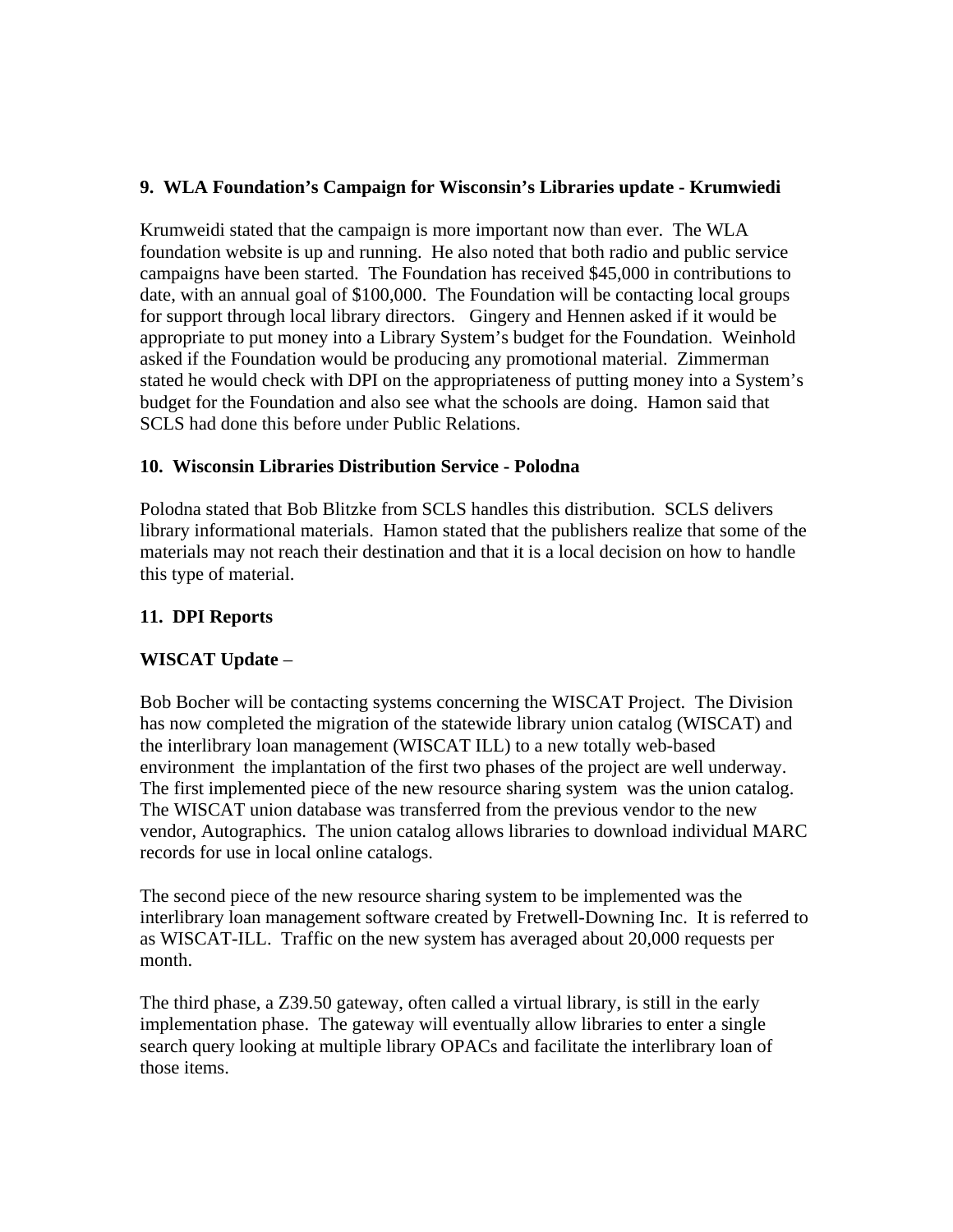**9. WLA Foundation's Campaign for Wisconsin's Libraries update - Krumwiedi**

Krumweidi stated that the campaign is more important now than ever. The WLA foundation website is up and running. He also noted that both radio and public service campaigns have been started. The Foundation has received $45,000 in contributions to date, with an annual goal of $100,000. The Foundation will be contacting local groups for support through local library directors. Gingery and Hennen asked if it would be appropriate to put money into a Library System's budget for the Foundation. Weinhold asked if the Foundation would be producing any promotional material. Zimmerman stated he would check with DPI on the appropriateness of putting money into a System's budget for the Foundation and also see what the schools are doing. Hamon said that SCLS had done this before under Public Relations.

**10. Wisconsin Libraries Distribution Service - Polodna**

Polodna stated that Bob Blitzke from SCLS handles this distribution. SCLS delivers library informational materials. Hamon stated that the publishers realize that some of the materials may not reach their destination and that it is a local decision on how to handle this type of material.

**11. DPI Reports**

**WISCAT Update** –

Bob Bocher will be contacting systems concerning the WISCAT Project. The Division has now completed the migration of the statewide library union catalog (WISCAT) and the interlibrary loan management (WISCAT ILL) to a new totally web-based environment the implantation of the first two phases of the project are well underway. The first implemented piece of the new resource sharing system was the union catalog. The WISCAT union database was transferred from the previous vendor to the new vendor, Autographics. The union catalog allows libraries to download individual MARC records for use in local online catalogs.

The second piece of the new resource sharing system to be implemented was the interlibrary loan management software created by Fretwell-Downing Inc. It is referred to as WISCAT-ILL. Traffic on the new system has averaged about 20,000 requests per month.

The third phase, a Z39.50 gateway, often called a virtual library, is still in the early implementation phase. The gateway will eventually allow libraries to enter a single search query looking at multiple library OPACs and facilitate the interlibrary loan of those items.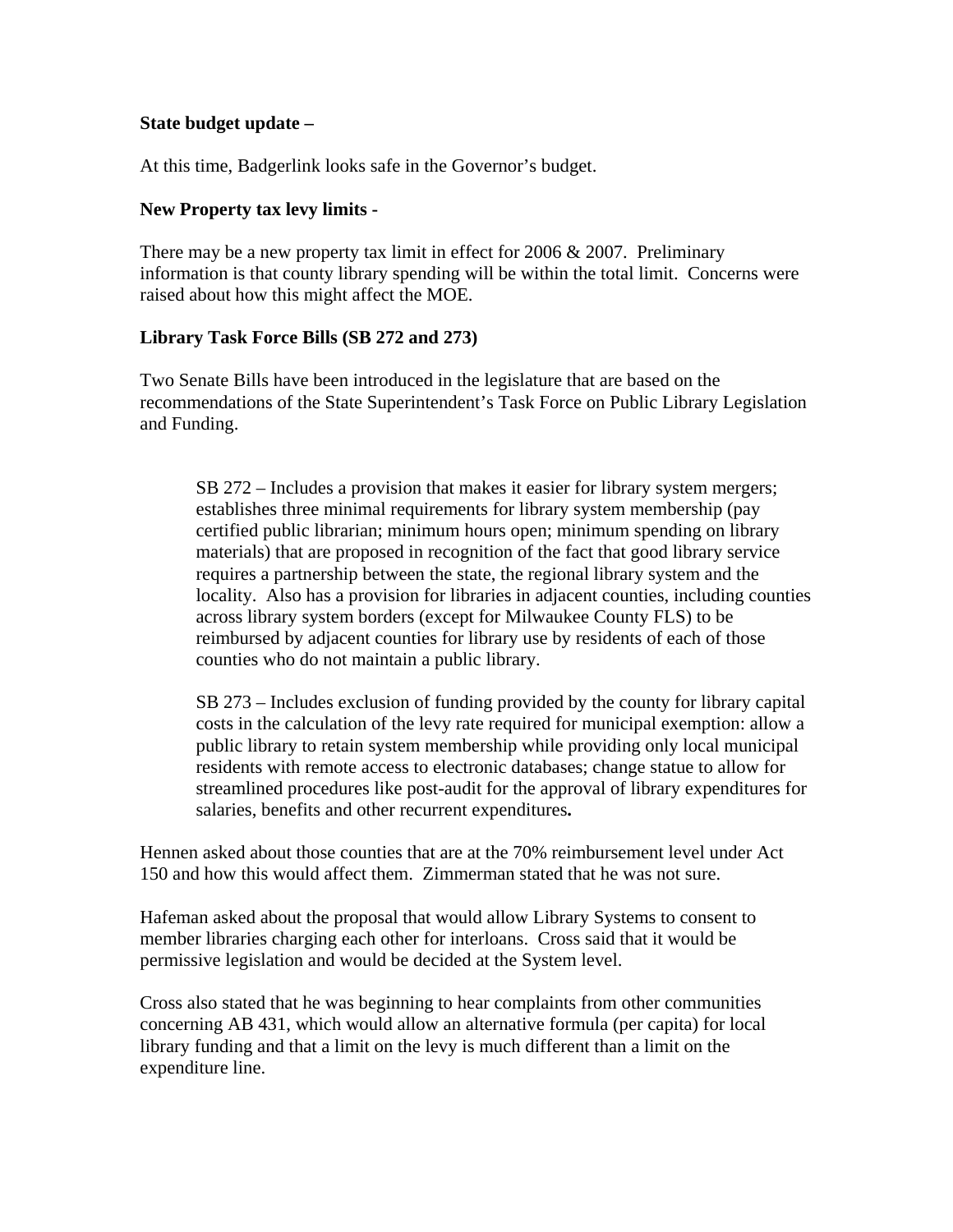**State budget update –**

At this time, Badgerlink looks safe in the Governor's budget.

**New Property tax levy limits -**

There may be a new property tax limit in effect for 2006 & 2007. Preliminary information is that county library spending will be within the total limit. Concerns were raised about how this might affect the MOE.

**Library Task Force Bills (SB 272 and 273)**

Two Senate Bills have been introduced in the legislature that are based on the recommendations of the State Superintendent's Task Force on Public Library Legislation and Funding.

> SB 272 – Includes a provision that makes it easier for library system mergers; establishes three minimal requirements for library system membership (pay certified public librarian; minimum hours open; minimum spending on library materials) that are proposed in recognition of the fact that good library service requires a partnership between the state, the regional library system and the locality. Also has a provision for libraries in adjacent counties, including counties across library system borders (except for Milwaukee County FLS) to be reimbursed by adjacent counties for library use by residents of each of those counties who do not maintain a public library.
>
> SB 273 – Includes exclusion of funding provided by the county for library capital costs in the calculation of the levy rate required for municipal exemption: allow a public library to retain system membership while providing only local municipal residents with remote access to electronic databases; change statue to allow for streamlined procedures like post-audit for the approval of library expenditures for salaries, benefits and other recurrent expenditures**.**

Hennen asked about those counties that are at the 70% reimbursement level under Act 150 and how this would affect them. Zimmerman stated that he was not sure.

Hafeman asked about the proposal that would allow Library Systems to consent to member libraries charging each other for interloans. Cross said that it would be permissive legislation and would be decided at the System level.

Cross also stated that he was beginning to hear complaints from other communities concerning AB 431, which would allow an alternative formula (per capita) for local library funding and that a limit on the levy is much different than a limit on the expenditure line.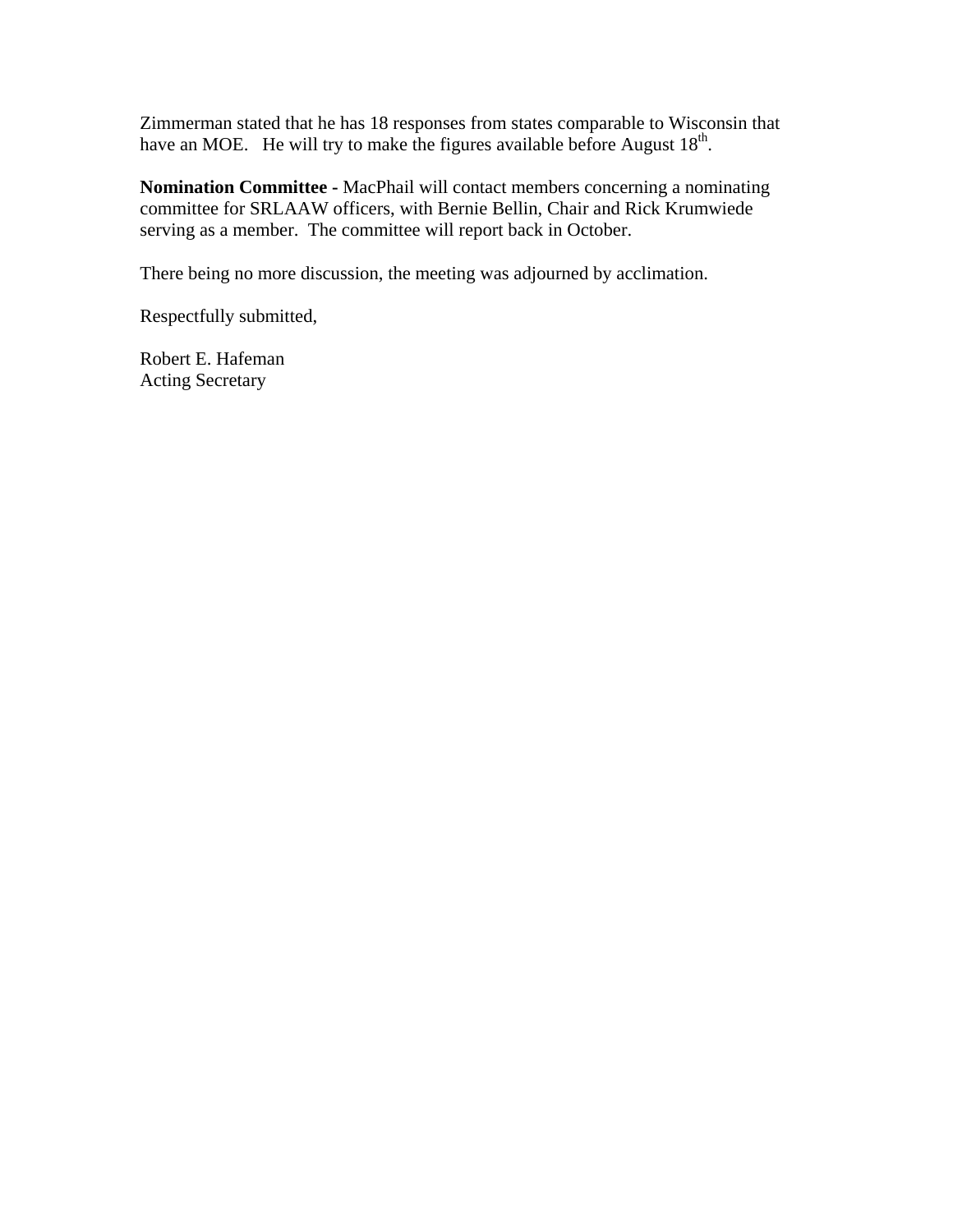Zimmerman stated that he has 18 responses from states comparable to Wisconsin that have an MOE. He will try to make the figures available before August 18th.

**Nomination Committee -** MacPhail will contact members concerning a nominating committee for SRLAAW officers, with Bernie Bellin, Chair and Rick Krumwiede serving as a member. The committee will report back in October.

There being no more discussion, the meeting was adjourned by acclimation.

Respectfully submitted,

Robert E. Hafeman
Acting Secretary